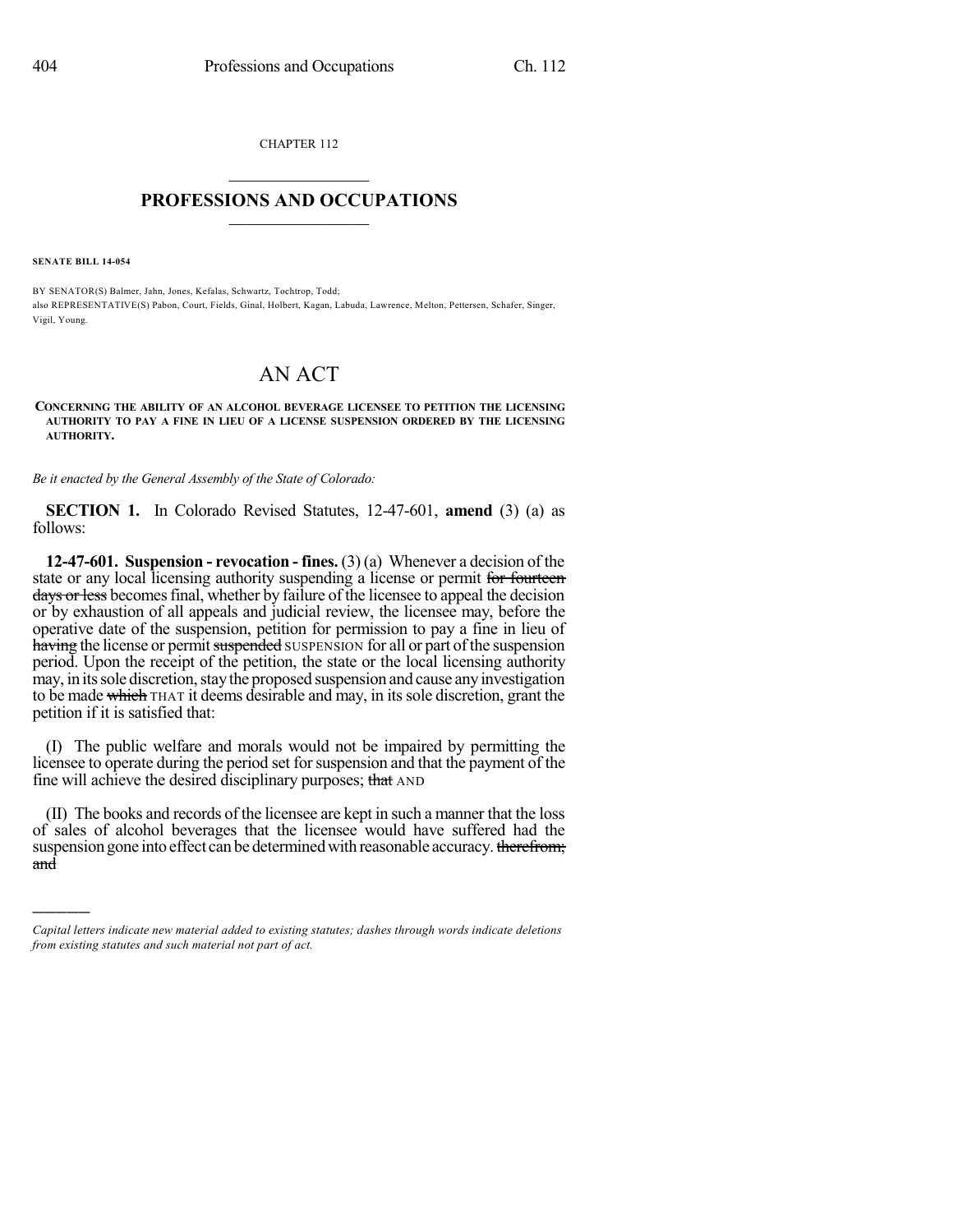CHAPTER 112

# PROFESSIONS AND OCCUPATIONS

**SENATE BILL 14-054**

BY SENATOR(S) Balmer, Jahn, Jones, Kefalas, Schwartz, Tochtrop, Todd;
also REPRESENTATIVE(S) Pabon, Court, Fields, Ginal, Holbert, Kagan, Labuda, Lawrence, Melton, Pettersen, Schafer, Singer, Vigil, Young.

# AN ACT

**CONCERNING THE ABILITY OF AN ALCOHOL BEVERAGE LICENSEE TO PETITION THE LICENSING AUTHORITY TO PAY A FINE IN LIEU OF A LICENSE SUSPENSION ORDERED BY THE LICENSING AUTHORITY.**

*Be it enacted by the General Assembly of the State of Colorado:*

**SECTION 1.** In Colorado Revised Statutes, 12-47-601, **amend** (3) (a) as follows:

**12-47-601. Suspension - revocation - fines.** (3) (a) Whenever a decision of the state or any local licensing authority suspending a license or permit ~~for fourteen days or less~~ becomes final, whether by failure of the licensee to appeal the decision or by exhaustion of all appeals and judicial review, the licensee may, before the operative date of the suspension, petition for permission to pay a fine in lieu of ~~having~~ the license or permit ~~suspended~~ SUSPENSION for all or part of the suspension period. Upon the receipt of the petition, the state or the local licensing authority may, in its sole discretion, stay the proposed suspension and cause any investigation to be made ~~which~~ THAT it deems desirable and may, in its sole discretion, grant the petition if it is satisfied that:

(I) The public welfare and morals would not be impaired by permitting the licensee to operate during the period set for suspension and that the payment of the fine will achieve the desired disciplinary purposes; ~~that~~ AND

(II) The books and records of the licensee are kept in such a manner that the loss of sales of alcohol beverages that the licensee would have suffered had the suspension gone into effect can be determined with reasonable accuracy. ~~therefrom; and~~

---

*Capital letters indicate new material added to existing statutes; dashes through words indicate deletions from existing statutes and such material not part of act.*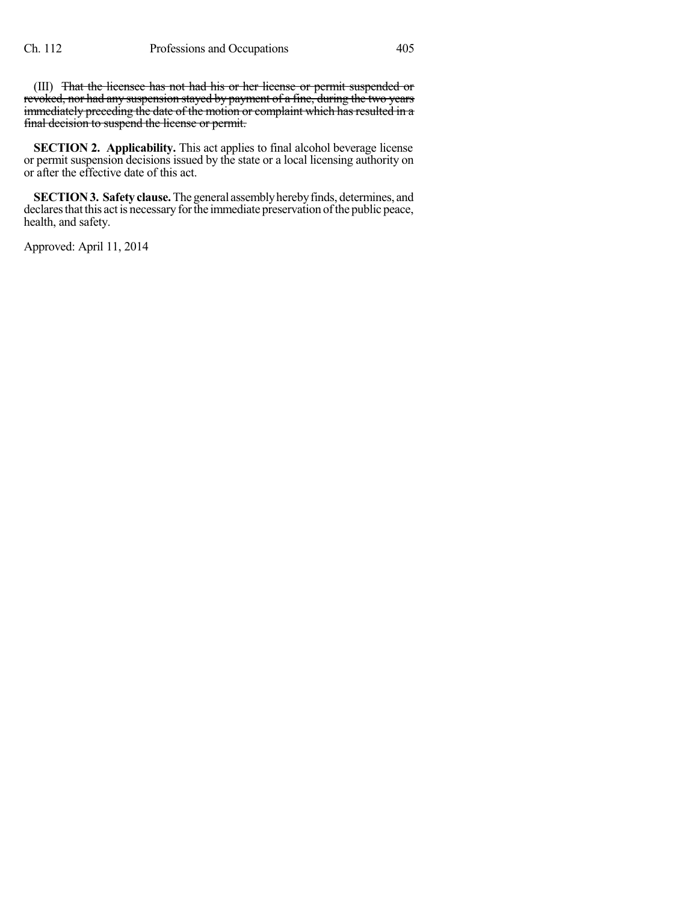(III) ~~That the licensee has not had his or her license or permit suspended or revoked, nor had any suspension stayed by payment of a fine, during the two years immediately preceding the date of the motion or complaint which has resulted in a final decision to suspend the license or permit.~~

**SECTION 2. Applicability.** This act applies to final alcohol beverage license or permit suspension decisions issued by the state or a local licensing authority on or after the effective date of this act.

**SECTION 3. Safety clause.** The general assembly hereby finds, determines, and declares that this act is necessary for the immediate preservation of the public peace, health, and safety.

Approved: April 11, 2014